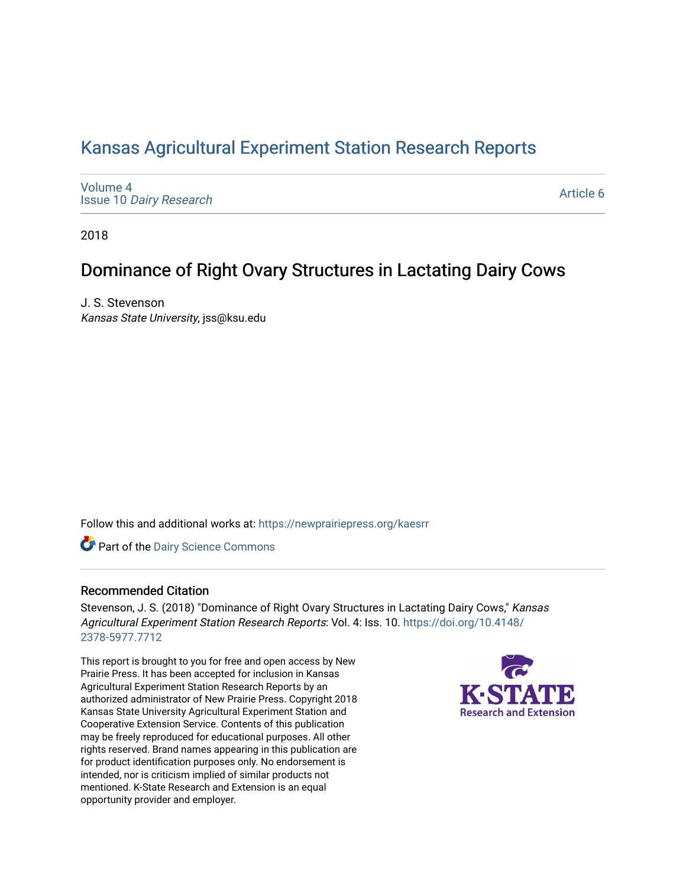# Kansas Agricultural Experiment Station Research Reports

Volume 4
Issue 10 *Dairy Research*

Article 6

2018

## Dominance of Right Ovary Structures in Lactating Dairy Cows

J. S. Stevenson
*Kansas State University*, jss@ksu.edu

Follow this and additional works at: https://newprairiepress.org/kaesrr

Part of the Dairy Science Commons

### Recommended Citation

Stevenson, J. S. (2018) "Dominance of Right Ovary Structures in Lactating Dairy Cows," *Kansas Agricultural Experiment Station Research Reports*: Vol. 4: Iss. 10. https://doi.org/10.4148/2378-5977.7712

This report is brought to you for free and open access by New Prairie Press. It has been accepted for inclusion in Kansas Agricultural Experiment Station Research Reports by an authorized administrator of New Prairie Press. Copyright 2018 Kansas State University Agricultural Experiment Station and Cooperative Extension Service. Contents of this publication may be freely reproduced for educational purposes. All other rights reserved. Brand names appearing in this publication are for product identification purposes only. No endorsement is intended, nor is criticism implied of similar products not mentioned. K-State Research and Extension is an equal opportunity provider and employer.

K-STATE Research and Extension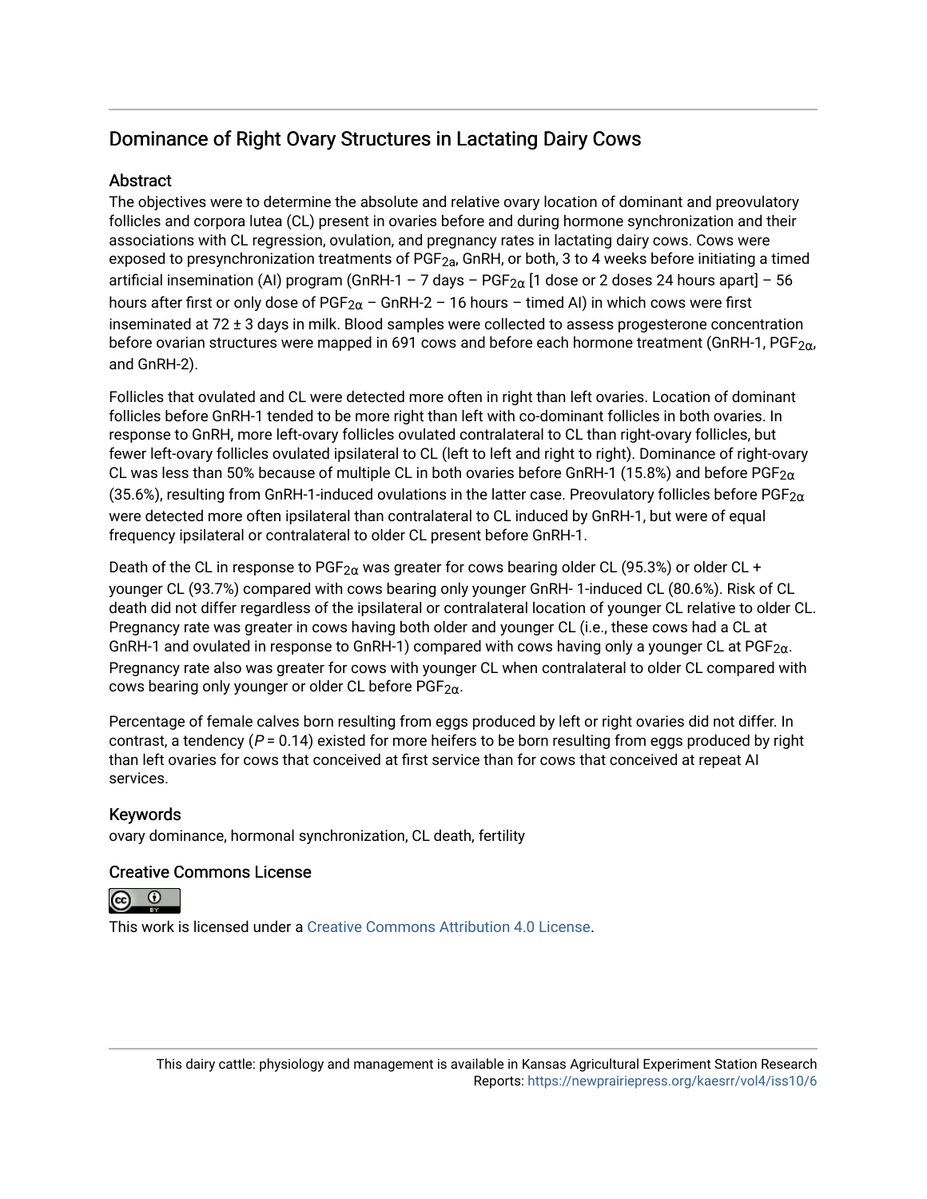## Dominance of Right Ovary Structures in Lactating Dairy Cows

### Abstract

The objectives were to determine the absolute and relative ovary location of dominant and preovulatory follicles and corpora lutea (CL) present in ovaries before and during hormone synchronization and their associations with CL regression, ovulation, and pregnancy rates in lactating dairy cows. Cows were exposed to presynchronization treatments of $PGF_{2a}$, GnRH, or both, 3 to 4 weeks before initiating a timed artificial insemination (AI) program (GnRH-1 – 7 days – $PGF_{2\alpha}$ [1 dose or 2 doses 24 hours apart] – 56 hours after first or only dose of $PGF_{2\alpha}$ – GnRH-2 – 16 hours – timed AI) in which cows were first inseminated at 72 ± 3 days in milk. Blood samples were collected to assess progesterone concentration before ovarian structures were mapped in 691 cows and before each hormone treatment (GnRH-1, $PGF_{2\alpha}$, and GnRH-2).

Follicles that ovulated and CL were detected more often in right than left ovaries. Location of dominant follicles before GnRH-1 tended to be more right than left with co-dominant follicles in both ovaries. In response to GnRH, more left-ovary follicles ovulated contralateral to CL than right-ovary follicles, but fewer left-ovary follicles ovulated ipsilateral to CL (left to left and right to right). Dominance of right-ovary CL was less than 50% because of multiple CL in both ovaries before GnRH-1 (15.8%) and before $PGF_{2\alpha}$ (35.6%), resulting from GnRH-1-induced ovulations in the latter case. Preovulatory follicles before $PGF_{2\alpha}$ were detected more often ipsilateral than contralateral to CL induced by GnRH-1, but were of equal frequency ipsilateral or contralateral to older CL present before GnRH-1.

Death of the CL in response to $PGF_{2\alpha}$ was greater for cows bearing older CL (95.3%) or older CL + younger CL (93.7%) compared with cows bearing only younger GnRH- 1-induced CL (80.6%). Risk of CL death did not differ regardless of the ipsilateral or contralateral location of younger CL relative to older CL. Pregnancy rate was greater in cows having both older and younger CL (i.e., these cows had a CL at GnRH-1 and ovulated in response to GnRH-1) compared with cows having only a younger CL at $PGF_{2\alpha}$. Pregnancy rate also was greater for cows with younger CL when contralateral to older CL compared with cows bearing only younger or older CL before $PGF_{2\alpha}$.

Percentage of female calves born resulting from eggs produced by left or right ovaries did not differ. In contrast, a tendency ($P = 0.14$) existed for more heifers to be born resulting from eggs produced by right than left ovaries for cows that conceived at first service than for cows that conceived at repeat AI services.

### Keywords

ovary dominance, hormonal synchronization, CL death, fertility

### Creative Commons License

This work is licensed under a Creative Commons Attribution 4.0 License.

This dairy cattle: physiology and management is available in Kansas Agricultural Experiment Station Research Reports: https://newprairiepress.org/kaesrr/vol4/iss10/6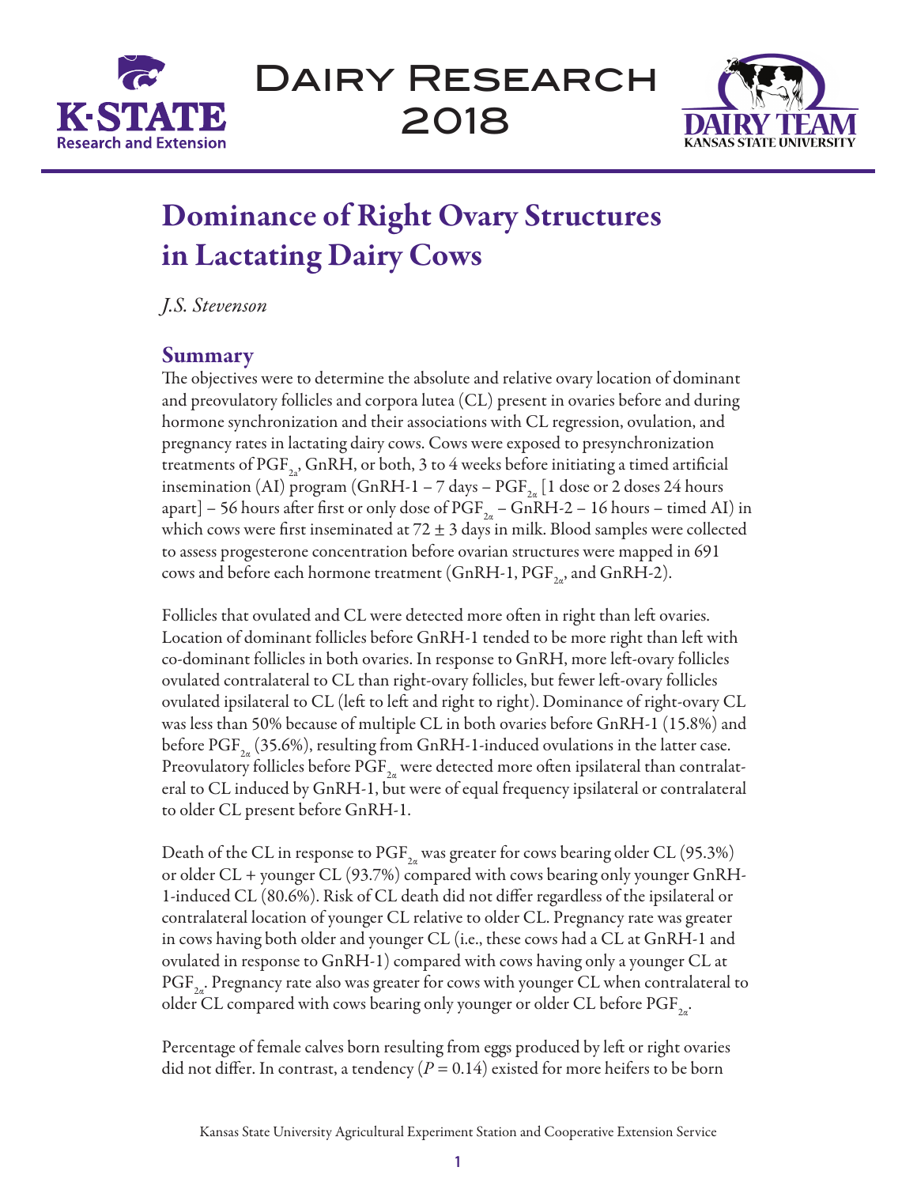# Dominance of Right Ovary Structures in Lactating Dairy Cows

*J.S. Stevenson*

## Summary

The objectives were to determine the absolute and relative ovary location of dominant and preovulatory follicles and corpora lutea (CL) present in ovaries before and during hormone synchronization and their associations with CL regression, ovulation, and pregnancy rates in lactating dairy cows. Cows were exposed to presynchronization treatments of $PGF_{2\alpha}$, GnRH, or both, 3 to 4 weeks before initiating a timed artificial insemination (AI) program (GnRH-1 – 7 days – $PGF_{2\alpha}$ [1 dose or 2 doses 24 hours apart] – 56 hours after first or only dose of $PGF_{2\alpha}$ – GnRH-2 – 16 hours – timed AI) in which cows were first inseminated at 72 ± 3 days in milk. Blood samples were collected to assess progesterone concentration before ovarian structures were mapped in 691 cows and before each hormone treatment (GnRH-1, $PGF_{2\alpha}$, and GnRH-2).

Follicles that ovulated and CL were detected more often in right than left ovaries. Location of dominant follicles before GnRH-1 tended to be more right than left with co-dominant follicles in both ovaries. In response to GnRH, more left-ovary follicles ovulated contralateral to CL than right-ovary follicles, but fewer left-ovary follicles ovulated ipsilateral to CL (left to left and right to right). Dominance of right-ovary CL was less than 50% because of multiple CL in both ovaries before GnRH-1 (15.8%) and before $PGF_{2\alpha}$ (35.6%), resulting from GnRH-1-induced ovulations in the latter case. Preovulatory follicles before $PGF_{2\alpha}$ were detected more often ipsilateral than contralateral to CL induced by GnRH-1, but were of equal frequency ipsilateral or contralateral to older CL present before GnRH-1.

Death of the CL in response to $PGF_{2\alpha}$ was greater for cows bearing older CL (95.3%) or older CL + younger CL (93.7%) compared with cows bearing only younger GnRH-1-induced CL (80.6%). Risk of CL death did not differ regardless of the ipsilateral or contralateral location of younger CL relative to older CL. Pregnancy rate was greater in cows having both older and younger CL (i.e., these cows had a CL at GnRH-1 and ovulated in response to GnRH-1) compared with cows having only a younger CL at $PGF_{2\alpha}$. Pregnancy rate also was greater for cows with younger CL when contralateral to older CL compared with cows bearing only younger or older CL before $PGF_{2\alpha}$.

Percentage of female calves born resulting from eggs produced by left or right ovaries did not differ. In contrast, a tendency ($P = 0.14$) existed for more heifers to be born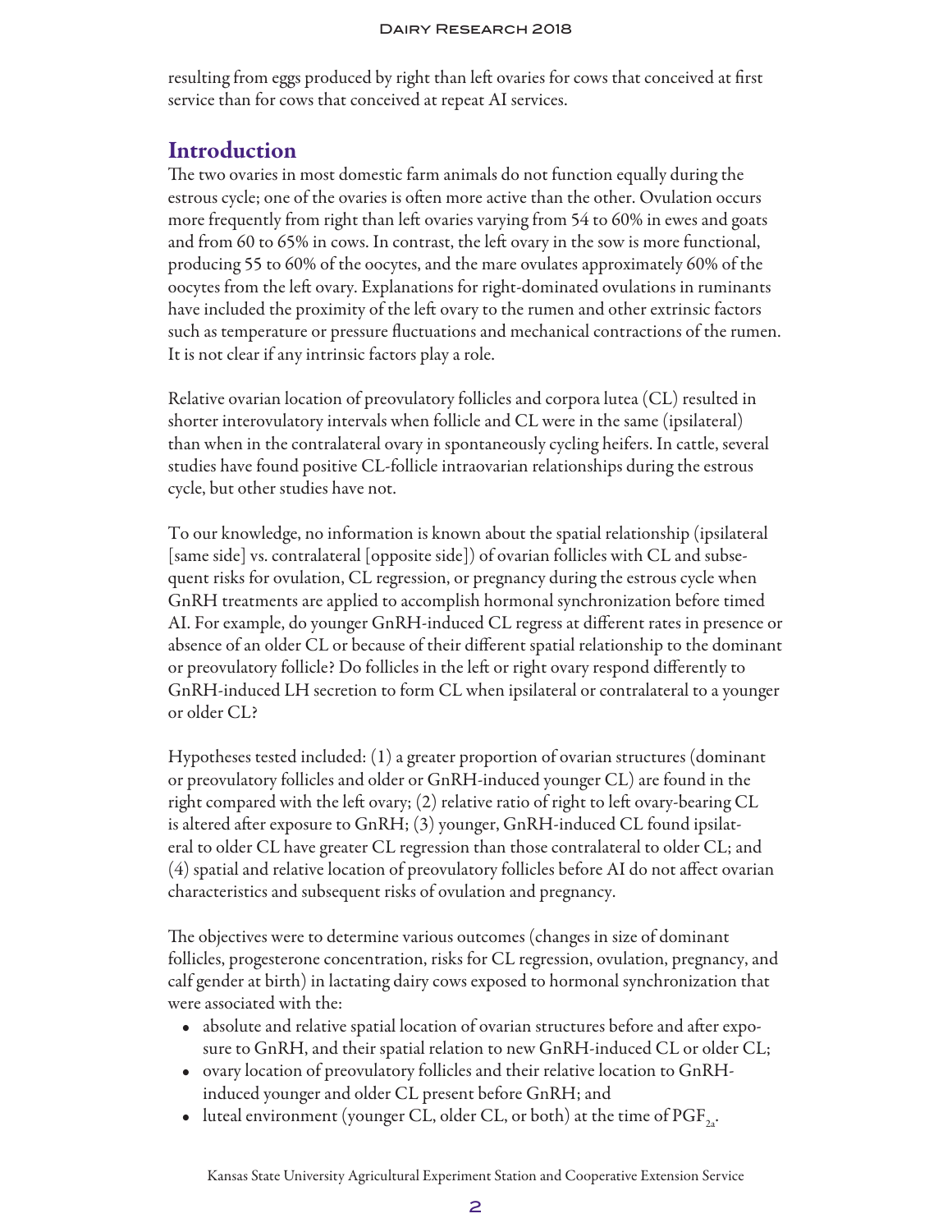resulting from eggs produced by right than left ovaries for cows that conceived at first service than for cows that conceived at repeat AI services.

## Introduction

The two ovaries in most domestic farm animals do not function equally during the estrous cycle; one of the ovaries is often more active than the other. Ovulation occurs more frequently from right than left ovaries varying from 54 to 60% in ewes and goats and from 60 to 65% in cows. In contrast, the left ovary in the sow is more functional, producing 55 to 60% of the oocytes, and the mare ovulates approximately 60% of the oocytes from the left ovary. Explanations for right-dominated ovulations in ruminants have included the proximity of the left ovary to the rumen and other extrinsic factors such as temperature or pressure fluctuations and mechanical contractions of the rumen. It is not clear if any intrinsic factors play a role.

Relative ovarian location of preovulatory follicles and corpora lutea (CL) resulted in shorter interovulatory intervals when follicle and CL were in the same (ipsilateral) than when in the contralateral ovary in spontaneously cycling heifers. In cattle, several studies have found positive CL-follicle intraovarian relationships during the estrous cycle, but other studies have not.

To our knowledge, no information is known about the spatial relationship (ipsilateral [same side] vs. contralateral [opposite side]) of ovarian follicles with CL and subsequent risks for ovulation, CL regression, or pregnancy during the estrous cycle when GnRH treatments are applied to accomplish hormonal synchronization before timed AI. For example, do younger GnRH-induced CL regress at different rates in presence or absence of an older CL or because of their different spatial relationship to the dominant or preovulatory follicle? Do follicles in the left or right ovary respond differently to GnRH-induced LH secretion to form CL when ipsilateral or contralateral to a younger or older CL?

Hypotheses tested included: (1) a greater proportion of ovarian structures (dominant or preovulatory follicles and older or GnRH-induced younger CL) are found in the right compared with the left ovary; (2) relative ratio of right to left ovary-bearing CL is altered after exposure to GnRH; (3) younger, GnRH-induced CL found ipsilateral to older CL have greater CL regression than those contralateral to older CL; and (4) spatial and relative location of preovulatory follicles before AI do not affect ovarian characteristics and subsequent risks of ovulation and pregnancy.

The objectives were to determine various outcomes (changes in size of dominant follicles, progesterone concentration, risks for CL regression, ovulation, pregnancy, and calf gender at birth) in lactating dairy cows exposed to hormonal synchronization that were associated with the:

- absolute and relative spatial location of ovarian structures before and after exposure to GnRH, and their spatial relation to new GnRH-induced CL or older CL;
- ovary location of preovulatory follicles and their relative location to GnRH-induced younger and older CL present before GnRH; and
- luteal environment (younger CL, older CL, or both) at the time of $PGF_{2\alpha}$.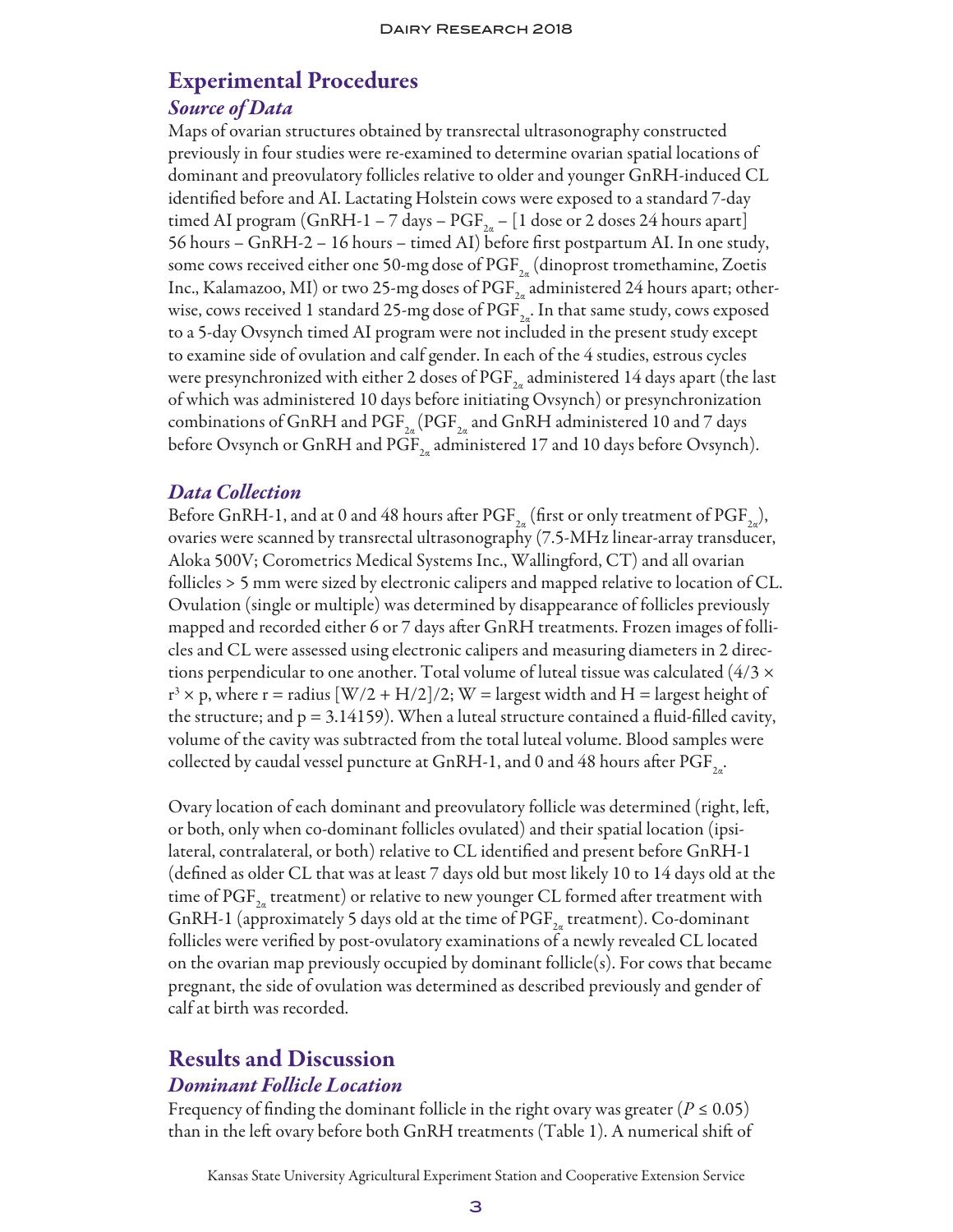## Experimental Procedures

### *Source of Data*

Maps of ovarian structures obtained by transrectal ultrasonography constructed previously in four studies were re-examined to determine ovarian spatial locations of dominant and preovulatory follicles relative to older and younger GnRH-induced CL identified before and AI. Lactating Holstein cows were exposed to a standard 7-day timed AI program (GnRH-1 – 7 days – $PGF_{2\alpha}$ – [1 dose or 2 doses 24 hours apart] 56 hours – GnRH-2 – 16 hours – timed AI) before first postpartum AI. In one study, some cows received either one 50-mg dose of $PGF_{2\alpha}$ (dinoprost tromethamine, Zoetis Inc., Kalamazoo, MI) or two 25-mg doses of $PGF_{2\alpha}$ administered 24 hours apart; otherwise, cows received 1 standard 25-mg dose of $PGF_{2\alpha}$. In that same study, cows exposed to a 5-day Ovsynch timed AI program were not included in the present study except to examine side of ovulation and calf gender. In each of the 4 studies, estrous cycles were presynchronized with either 2 doses of $PGF_{2\alpha}$ administered 14 days apart (the last of which was administered 10 days before initiating Ovsynch) or presynchronization combinations of GnRH and $PGF_{2\alpha}$ ($PGF_{2\alpha}$ and GnRH administered 10 and 7 days before Ovsynch or GnRH and $PGF_{2\alpha}$ administered 17 and 10 days before Ovsynch).

### *Data Collection*

Before GnRH-1, and at 0 and 48 hours after $PGF_{2\alpha}$ (first or only treatment of $PGF_{2\alpha}$), ovaries were scanned by transrectal ultrasonography (7.5-MHz linear-array transducer, Aloka 500V; Corometrics Medical Systems Inc., Wallingford, CT) and all ovarian follicles > 5 mm were sized by electronic calipers and mapped relative to location of CL. Ovulation (single or multiple) was determined by disappearance of follicles previously mapped and recorded either 6 or 7 days after GnRH treatments. Frozen images of follicles and CL were assessed using electronic calipers and measuring diameters in 2 directions perpendicular to one another. Total volume of luteal tissue was calculated ($4/3 \times r^3 \times p$, where r = radius [W/2 + H/2]/2; W = largest width and H = largest height of the structure; and p = 3.14159). When a luteal structure contained a fluid-filled cavity, volume of the cavity was subtracted from the total luteal volume. Blood samples were collected by caudal vessel puncture at GnRH-1, and 0 and 48 hours after $PGF_{2\alpha}$.

Ovary location of each dominant and preovulatory follicle was determined (right, left, or both, only when co-dominant follicles ovulated) and their spatial location (ipsilateral, contralateral, or both) relative to CL identified and present before GnRH-1 (defined as older CL that was at least 7 days old but most likely 10 to 14 days old at the time of $PGF_{2\alpha}$ treatment) or relative to new younger CL formed after treatment with GnRH-1 (approximately 5 days old at the time of $PGF_{2\alpha}$ treatment). Co-dominant follicles were verified by post-ovulatory examinations of a newly revealed CL located on the ovarian map previously occupied by dominant follicle(s). For cows that became pregnant, the side of ovulation was determined as described previously and gender of calf at birth was recorded.

## Results and Discussion

### *Dominant Follicle Location*

Frequency of finding the dominant follicle in the right ovary was greater ($P \leq 0.05$) than in the left ovary before both GnRH treatments (Table 1). A numerical shift of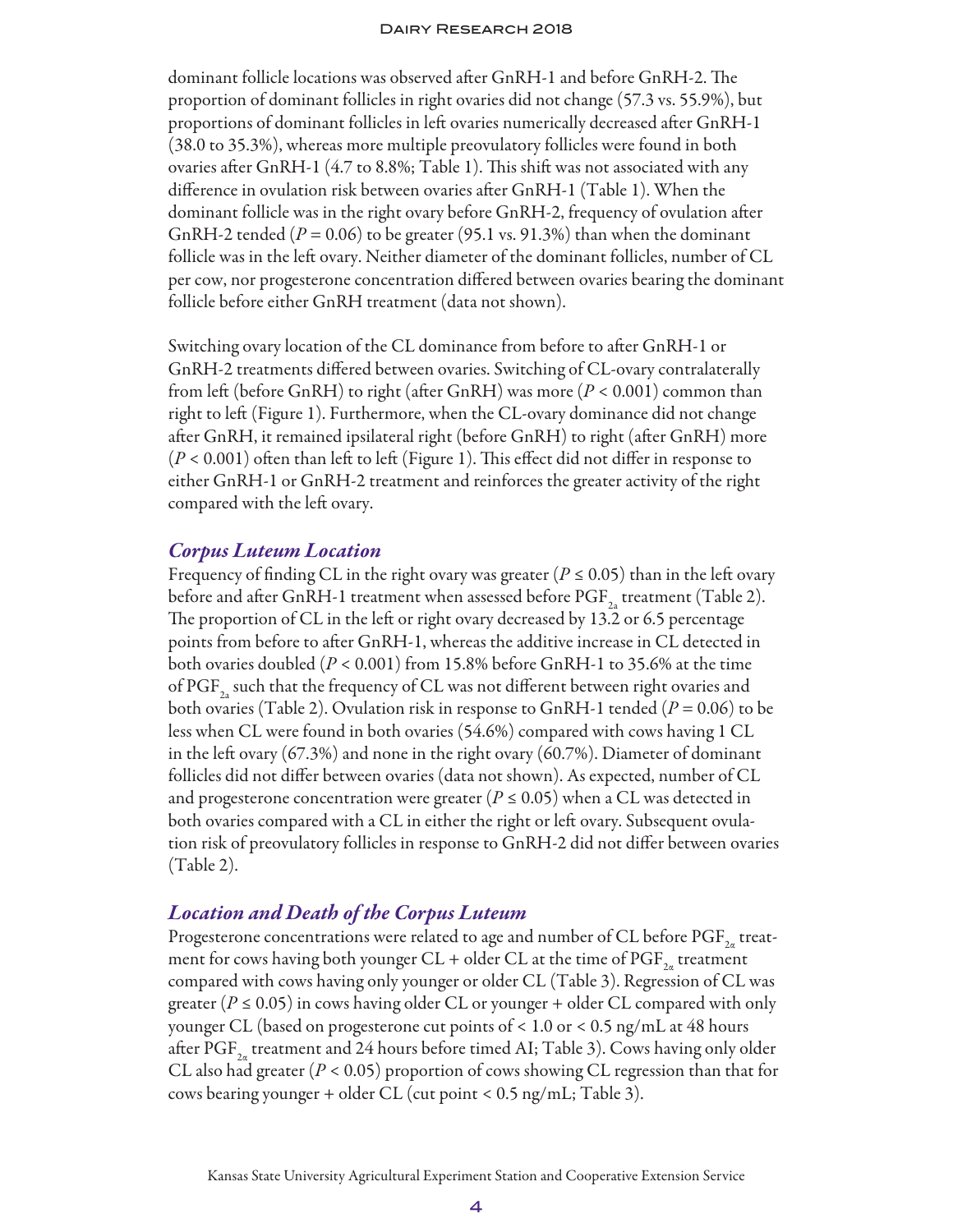dominant follicle locations was observed after GnRH-1 and before GnRH-2. The proportion of dominant follicles in right ovaries did not change (57.3 vs. 55.9%), but proportions of dominant follicles in left ovaries numerically decreased after GnRH-1 (38.0 to 35.3%), whereas more multiple preovulatory follicles were found in both ovaries after GnRH-1 (4.7 to 8.8%; Table 1). This shift was not associated with any difference in ovulation risk between ovaries after GnRH-1 (Table 1). When the dominant follicle was in the right ovary before GnRH-2, frequency of ovulation after GnRH-2 tended ($P = 0.06$) to be greater (95.1 vs. 91.3%) than when the dominant follicle was in the left ovary. Neither diameter of the dominant follicles, number of CL per cow, nor progesterone concentration differed between ovaries bearing the dominant follicle before either GnRH treatment (data not shown).

Switching ovary location of the CL dominance from before to after GnRH-1 or GnRH-2 treatments differed between ovaries. Switching of CL-ovary contralaterally from left (before GnRH) to right (after GnRH) was more ($P < 0.001$) common than right to left (Figure 1). Furthermore, when the CL-ovary dominance did not change after GnRH, it remained ipsilateral right (before GnRH) to right (after GnRH) more ($P < 0.001$) often than left to left (Figure 1). This effect did not differ in response to either GnRH-1 or GnRH-2 treatment and reinforces the greater activity of the right compared with the left ovary.

### *Corpus Luteum Location*

Frequency of finding CL in the right ovary was greater ($P \leq 0.05$) than in the left ovary before and after GnRH-1 treatment when assessed before $PGF_{2\alpha}$ treatment (Table 2). The proportion of CL in the left or right ovary decreased by 13.2 or 6.5 percentage points from before to after GnRH-1, whereas the additive increase in CL detected in both ovaries doubled ($P < 0.001$) from 15.8% before GnRH-1 to 35.6% at the time of $PGF_{2\alpha}$ such that the frequency of CL was not different between right ovaries and both ovaries (Table 2). Ovulation risk in response to GnRH-1 tended ($P = 0.06$) to be less when CL were found in both ovaries (54.6%) compared with cows having 1 CL in the left ovary (67.3%) and none in the right ovary (60.7%). Diameter of dominant follicles did not differ between ovaries (data not shown). As expected, number of CL and progesterone concentration were greater ($P \leq 0.05$) when a CL was detected in both ovaries compared with a CL in either the right or left ovary. Subsequent ovulation risk of preovulatory follicles in response to GnRH-2 did not differ between ovaries (Table 2).

### *Location and Death of the Corpus Luteum*

Progesterone concentrations were related to age and number of CL before $PGF_{2\alpha}$ treatment for cows having both younger CL + older CL at the time of $PGF_{2\alpha}$ treatment compared with cows having only younger or older CL (Table 3). Regression of CL was greater ($P \leq 0.05$) in cows having older CL or younger + older CL compared with only younger CL (based on progesterone cut points of < 1.0 or < 0.5 ng/mL at 48 hours after $PGF_{2\alpha}$ treatment and 24 hours before timed AI; Table 3). Cows having only older CL also had greater ($P < 0.05$) proportion of cows showing CL regression than that for cows bearing younger + older CL (cut point < 0.5 ng/mL; Table 3).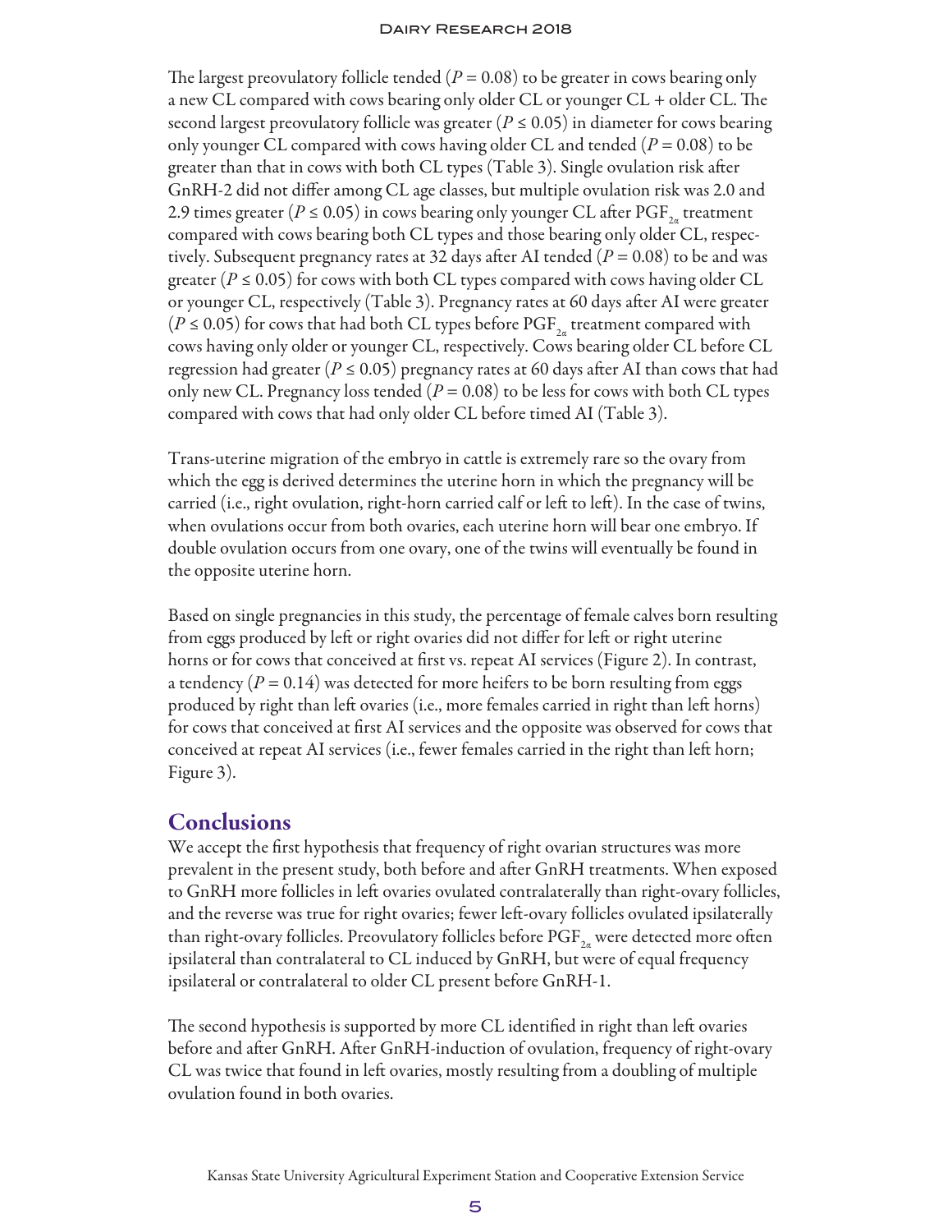The largest preovulatory follicle tended ($P = 0.08$) to be greater in cows bearing only a new CL compared with cows bearing only older CL or younger CL + older CL. The second largest preovulatory follicle was greater ($P \leq 0.05$) in diameter for cows bearing only younger CL compared with cows having older CL and tended ($P = 0.08$) to be greater than that in cows with both CL types (Table 3). Single ovulation risk after GnRH-2 did not differ among CL age classes, but multiple ovulation risk was 2.0 and 2.9 times greater ($P \leq 0.05$) in cows bearing only younger CL after $PGF_{2\alpha}$ treatment compared with cows bearing both CL types and those bearing only older CL, respectively. Subsequent pregnancy rates at 32 days after AI tended ($P = 0.08$) to be and was greater ($P \leq 0.05$) for cows with both CL types compared with cows having older CL or younger CL, respectively (Table 3). Pregnancy rates at 60 days after AI were greater ($P \leq 0.05$) for cows that had both CL types before $PGF_{2\alpha}$ treatment compared with cows having only older or younger CL, respectively. Cows bearing older CL before CL regression had greater ($P \leq 0.05$) pregnancy rates at 60 days after AI than cows that had only new CL. Pregnancy loss tended ($P = 0.08$) to be less for cows with both CL types compared with cows that had only older CL before timed AI (Table 3).

Trans-uterine migration of the embryo in cattle is extremely rare so the ovary from which the egg is derived determines the uterine horn in which the pregnancy will be carried (i.e., right ovulation, right-horn carried calf or left to left). In the case of twins, when ovulations occur from both ovaries, each uterine horn will bear one embryo. If double ovulation occurs from one ovary, one of the twins will eventually be found in the opposite uterine horn.

Based on single pregnancies in this study, the percentage of female calves born resulting from eggs produced by left or right ovaries did not differ for left or right uterine horns or for cows that conceived at first vs. repeat AI services (Figure 2). In contrast, a tendency ($P = 0.14$) was detected for more heifers to be born resulting from eggs produced by right than left ovaries (i.e., more females carried in right than left horns) for cows that conceived at first AI services and the opposite was observed for cows that conceived at repeat AI services (i.e., fewer females carried in the right than left horn; Figure 3).

## Conclusions

We accept the first hypothesis that frequency of right ovarian structures was more prevalent in the present study, both before and after GnRH treatments. When exposed to GnRH more follicles in left ovaries ovulated contralaterally than right-ovary follicles, and the reverse was true for right ovaries; fewer left-ovary follicles ovulated ipsilaterally than right-ovary follicles. Preovulatory follicles before $PGF_{2\alpha}$ were detected more often ipsilateral than contralateral to CL induced by GnRH, but were of equal frequency ipsilateral or contralateral to older CL present before GnRH-1.

The second hypothesis is supported by more CL identified in right than left ovaries before and after GnRH. After GnRH-induction of ovulation, frequency of right-ovary CL was twice that found in left ovaries, mostly resulting from a doubling of multiple ovulation found in both ovaries.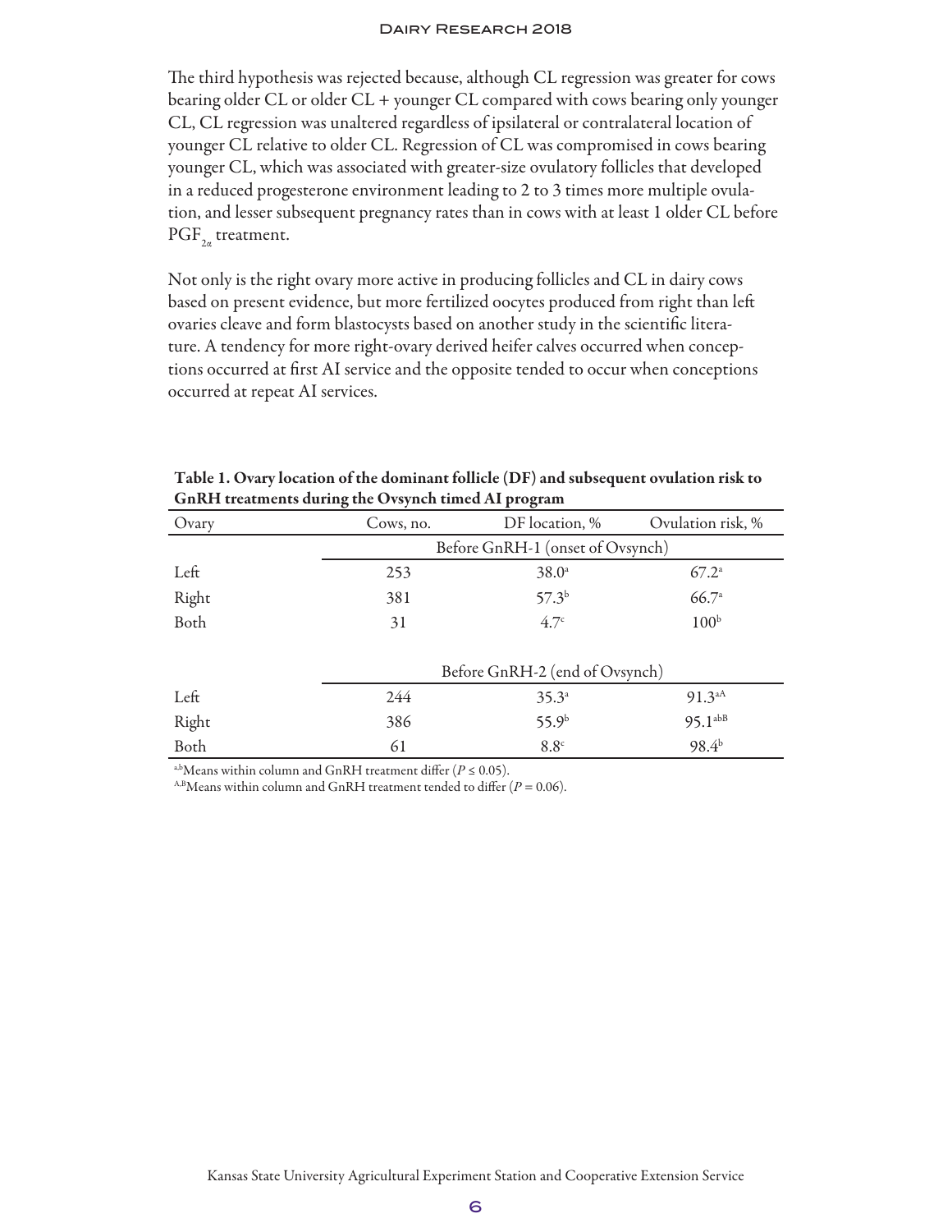The third hypothesis was rejected because, although CL regression was greater for cows bearing older CL or older CL + younger CL compared with cows bearing only younger CL, CL regression was unaltered regardless of ipsilateral or contralateral location of younger CL relative to older CL. Regression of CL was compromised in cows bearing younger CL, which was associated with greater-size ovulatory follicles that developed in a reduced progesterone environment leading to 2 to 3 times more multiple ovulation, and lesser subsequent pregnancy rates than in cows with at least 1 older CL before $PGF_{2\alpha}$ treatment.

Not only is the right ovary more active in producing follicles and CL in dairy cows based on present evidence, but more fertilized oocytes produced from right than left ovaries cleave and form blastocysts based on another study in the scientific literature. A tendency for more right-ovary derived heifer calves occurred when conceptions occurred at first AI service and the opposite tended to occur when conceptions occurred at repeat AI services.

**Table 1. Ovary location of the dominant follicle (DF) and subsequent ovulation risk to GnRH treatments during the Ovsynch timed AI program**

| Ovary | Cows, no. | DF location, % | Ovulation risk, % |
|---|---|---|---|
| | Before GnRH-1 (onset of Ovsynch) | | |
| Left | 253 | 38.0[a] | 67.2[a] |
| Right | 381 | 57.3[b] | 66.7[a] |
| Both | 31 | 4.7[c] | 100[b] |
| | Before GnRH-2 (end of Ovsynch) | | |
| Left | 244 | 35.3[a] | 91.3[aA] |
| Right | 386 | 55.9[b] | 95.1[abB] |
| Both | 61 | 8.8[c] | 98.4[b] |

[a,b]Means within column and GnRH treatment differ ($P \leq 0.05$).
[A,B]Means within column and GnRH treatment tended to differ ($P = 0.06$).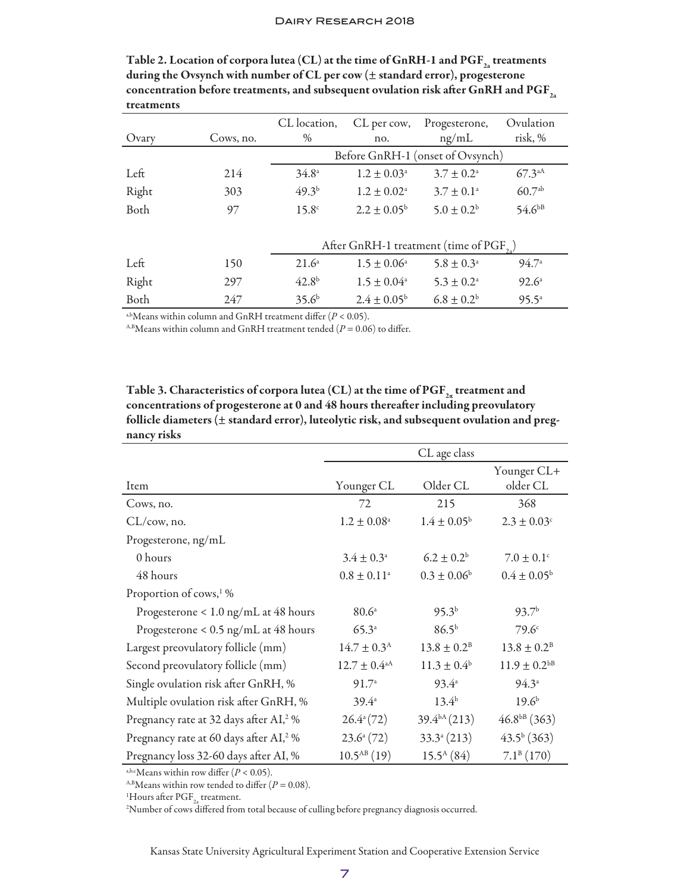**Table 2. Location of corpora lutea (CL) at the time of GnRH-1 and $PGF_{2\alpha}$ treatments during the Ovsynch with number of CL per cow (± standard error), progesterone concentration before treatments, and subsequent ovulation risk after GnRH and $PGF_{2\alpha}$ treatments**

| Ovary | Cows, no. | CL location, % | CL per cow, no. | Progesterone, ng/mL | Ovulation risk, % |
|---|---|---|---|---|---|
| | | Before GnRH-1 (onset of Ovsynch) | | | |
| Left | 214 | 34.8[a] | 1.2 ± 0.03[a] | 3.7 ± 0.2[a] | 67.3[aA] |
| Right | 303 | 49.3[b] | 1.2 ± 0.02[a] | 3.7 ± 0.1[a] | 60.7[ab] |
| Both | 97 | 15.8[c] | 2.2 ± 0.05[b] | 5.0 ± 0.2[b] | 54.6[bB] |
| | | After GnRH-1 treatment (time of $PGF_{2\alpha}$) | | | |
| Left | 150 | 21.6[a] | 1.5 ± 0.06[a] | 5.8 ± 0.3[a] | 94.7[a] |
| Right | 297 | 42.8[b] | 1.5 ± 0.04[a] | 5.3 ± 0.2[a] | 92.6[a] |
| Both | 247 | 35.6[b] | 2.4 ± 0.05[b] | 6.8 ± 0.2[b] | 95.5[a] |

[a,b]Means within column and GnRH treatment differ ($P < 0.05$).
[A,B]Means within column and GnRH treatment tended ($P = 0.06$) to differ.

**Table 3. Characteristics of corpora lutea (CL) at the time of $PGF_{2\alpha}$ treatment and concentrations of progesterone at 0 and 48 hours thereafter including preovulatory follicle diameters (± standard error), luteolytic risk, and subsequent ovulation and pregnancy risks**

| Item | CL age class: Younger CL | Older CL | Younger CL+ older CL |
|---|---|---|---|
| Cows, no. | 72 | 215 | 368 |
| CL/cow, no. | 1.2 ± 0.08[a] | 1.4 ± 0.05[b] | 2.3 ± 0.03[c] |
| Progesterone, ng/mL | | | |
| 0 hours | 3.4 ± 0.3[a] | 6.2 ± 0.2[b] | 7.0 ± 0.1[c] |
| 48 hours | 0.8 ± 0.11[a] | 0.3 ± 0.06[b] | 0.4 ± 0.05[b] |
| Proportion of cows,[1] % | | | |
| Progesterone < 1.0 ng/mL at 48 hours | 80.6[a] | 95.3[b] | 93.7[b] |
| Progesterone < 0.5 ng/mL at 48 hours | 65.3[a] | 86.5[b] | 79.6[c] |
| Largest preovulatory follicle (mm) | 14.7 ± 0.3[A] | 13.8 ± 0.2[B] | 13.8 ± 0.2[B] |
| Second preovulatory follicle (mm) | 12.7 ± 0.4[aA] | 11.3 ± 0.4[b] | 11.9 ± 0.2[bB] |
| Single ovulation risk after GnRH, % | 91.7[a] | 93.4[a] | 94.3[a] |
| Multiple ovulation risk after GnRH, % | 39.4[a] | 13.4[b] | 19.6[b] |
| Pregnancy rate at 32 days after AI,[2] % | 26.4[a] (72) | 39.4[bA] (213) | 46.8[bB] (363) |
| Pregnancy rate at 60 days after AI,[2] % | 23.6[a] (72) | 33.3[a] (213) | 43.5[b] (363) |
| Pregnancy loss 32-60 days after AI, % | 10.5[AB] (19) | 15.5[A] (84) | 7.1[B] (170) |

[a,b,c]Means within row differ ($P < 0.05$).
[A,B]Means within row tended to differ ($P = 0.08$).
[1]Hours after $PGF_{2\alpha}$ treatment.
[2]Number of cows differed from total because of culling before pregnancy diagnosis occurred.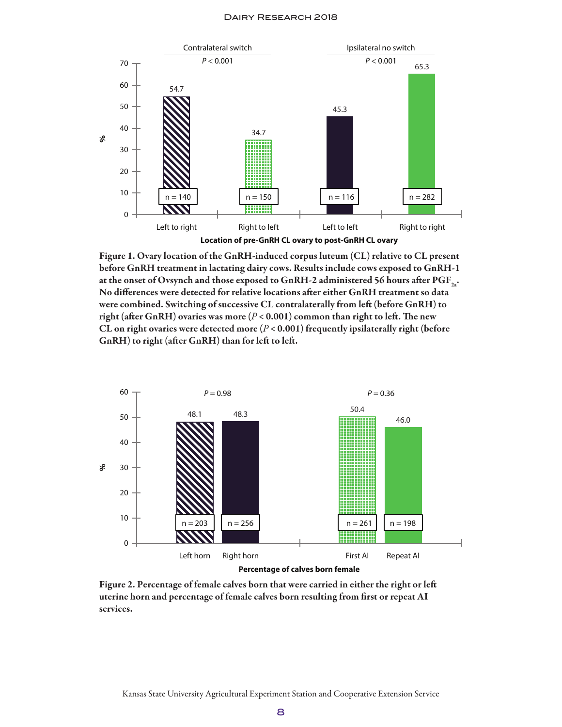Figure 1. Ovary location of the GnRH-induced corpus luteum (CL) relative to CL present before GnRH treatment in lactating dairy cows. Results include cows exposed to GnRH-1 at the onset of Ovsynch and those exposed to GnRH-2 administered 56 hours after $PGF_{2a}$. No differences were detected for relative locations after either GnRH treatment so data were combined. Switching of successive CL contralaterally from left (before GnRH) to right (after GnRH) ovaries was more ($P < 0.001$) common than right to left. The new CL on right ovaries were detected more ($P < 0.001$) frequently ipsilaterally right (before GnRH) to right (after GnRH) than for left to left.

Figure 2. Percentage of female calves born that were carried in either the right or left uterine horn and percentage of female calves born resulting from first or repeat AI services.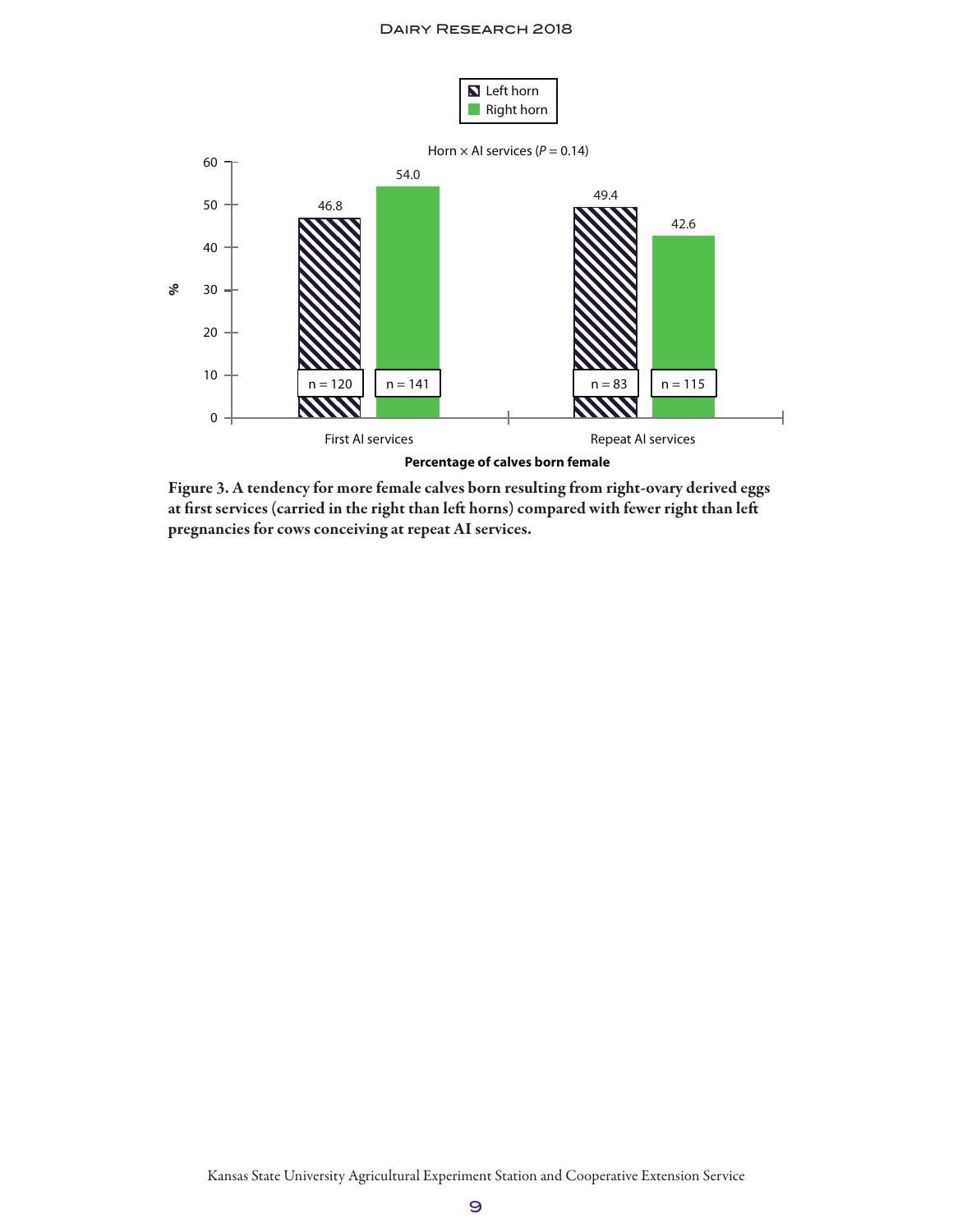Left horn
Right horn

Horn × AI services ($P = 0.14$)

60
50
40
30
20
10
0

%

46.8
54.0
49.4
42.6

n = 120
n = 141
n = 83
n = 115

First AI services
Repeat AI services

**Percentage of calves born female**

**Figure 3. A tendency for more female calves born resulting from right-ovary derived eggs at first services (carried in the right than left horns) compared with fewer right than left pregnancies for cows conceiving at repeat AI services.**